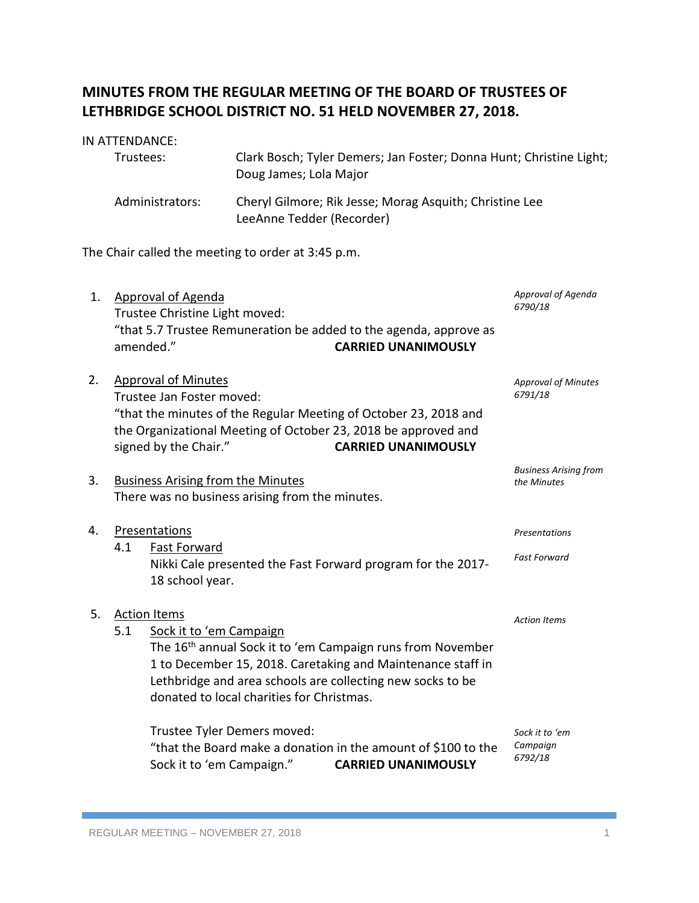# MINUTES FROM THE REGULAR MEETING OF THE BOARD OF TRUSTEES OF LETHBRIDGE SCHOOL DISTRICT NO. 51 HELD NOVEMBER 27, 2018.

IN ATTENDANCE:

| | |
|---|---|
| Trustees: | Clark Bosch; Tyler Demers; Jan Foster; Donna Hunt; Christine Light; Doug James; Lola Major |
| Administrators: | Cheryl Gilmore; Rik Jesse; Morag Asquith; Christine Lee LeeAnne Tedder (Recorder) |

The Chair called the meeting to order at 3:45 p.m.

1. Approval of Agenda

   *Approval of Agenda 6790/18*

   Trustee Christine Light moved:
   "that 5.7 Trustee Remuneration be added to the agenda, approve as amended." **CARRIED UNANIMOUSLY**

2. Approval of Minutes

   *Approval of Minutes 6791/18*

   Trustee Jan Foster moved:
   "that the minutes of the Regular Meeting of October 23, 2018 and the Organizational Meeting of October 23, 2018 be approved and signed by the Chair." **CARRIED UNANIMOUSLY**

3. Business Arising from the Minutes

   *Business Arising from the Minutes*

   There was no business arising from the minutes.

4. Presentations

   *Presentations*

   4.1 Fast Forward

   *Fast Forward*

   Nikki Cale presented the Fast Forward program for the 2017-18 school year.

5. Action Items

   *Action Items*

   5.1 Sock it to 'em Campaign

   The 16th annual Sock it to 'em Campaign runs from November 1 to December 15, 2018. Caretaking and Maintenance staff in Lethbridge and area schools are collecting new socks to be donated to local charities for Christmas.

   *Sock it to 'em Campaign 6792/18*

   Trustee Tyler Demers moved:
   "that the Board make a donation in the amount of $100 to the Sock it to 'em Campaign." **CARRIED UNANIMOUSLY**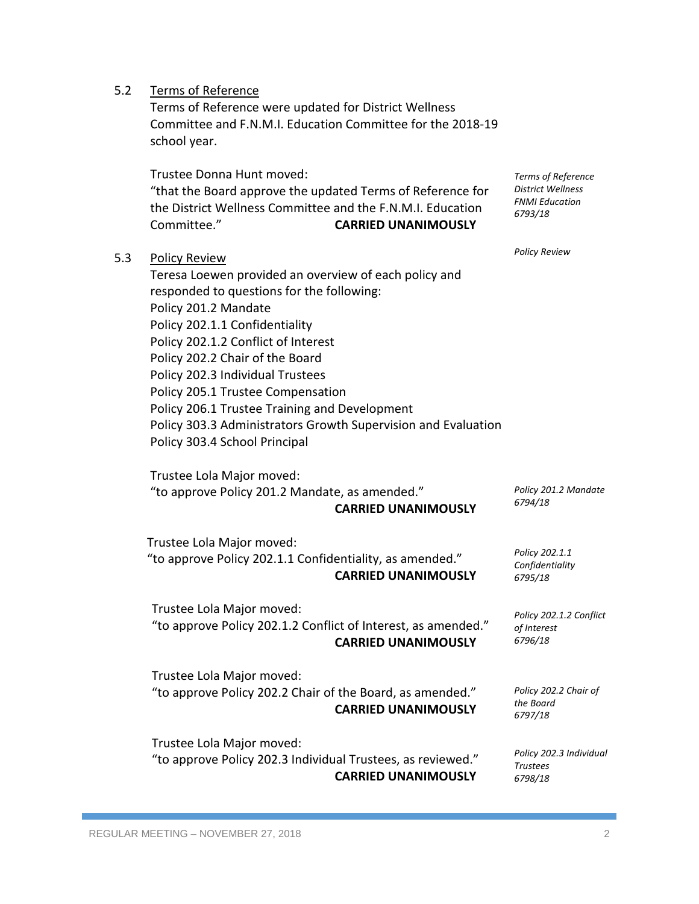5.2 Terms of Reference

Terms of Reference were updated for District Wellness Committee and F.N.M.I. Education Committee for the 2018-19 school year.

Trustee Donna Hunt moved:
"that the Board approve the updated Terms of Reference for the District Wellness Committee and the F.N.M.I. Education Committee." **CARRIED UNANIMOUSLY**

*Terms of Reference District Wellness FNMI Education 6793/18*

5.3 Policy Review

*Policy Review*

Teresa Loewen provided an overview of each policy and responded to questions for the following:

Policy 201.2 Mandate
Policy 202.1.1 Confidentiality
Policy 202.1.2 Conflict of Interest
Policy 202.2 Chair of the Board
Policy 202.3 Individual Trustees
Policy 205.1 Trustee Compensation
Policy 206.1 Trustee Training and Development
Policy 303.3 Administrators Growth Supervision and Evaluation
Policy 303.4 School Principal

Trustee Lola Major moved:
"to approve Policy 201.2 Mandate, as amended." **CARRIED UNANIMOUSLY**

*Policy 201.2 Mandate 6794/18*

Trustee Lola Major moved:
"to approve Policy 202.1.1 Confidentiality, as amended." **CARRIED UNANIMOUSLY**

*Policy 202.1.1 Confidentiality 6795/18*

Trustee Lola Major moved:
"to approve Policy 202.1.2 Conflict of Interest, as amended." **CARRIED UNANIMOUSLY**

*Policy 202.1.2 Conflict of Interest 6796/18*

Trustee Lola Major moved:
"to approve Policy 202.2 Chair of the Board, as amended." **CARRIED UNANIMOUSLY**

*Policy 202.2 Chair of the Board 6797/18*

Trustee Lola Major moved:
"to approve Policy 202.3 Individual Trustees, as reviewed." **CARRIED UNANIMOUSLY**

*Policy 202.3 Individual Trustees 6798/18*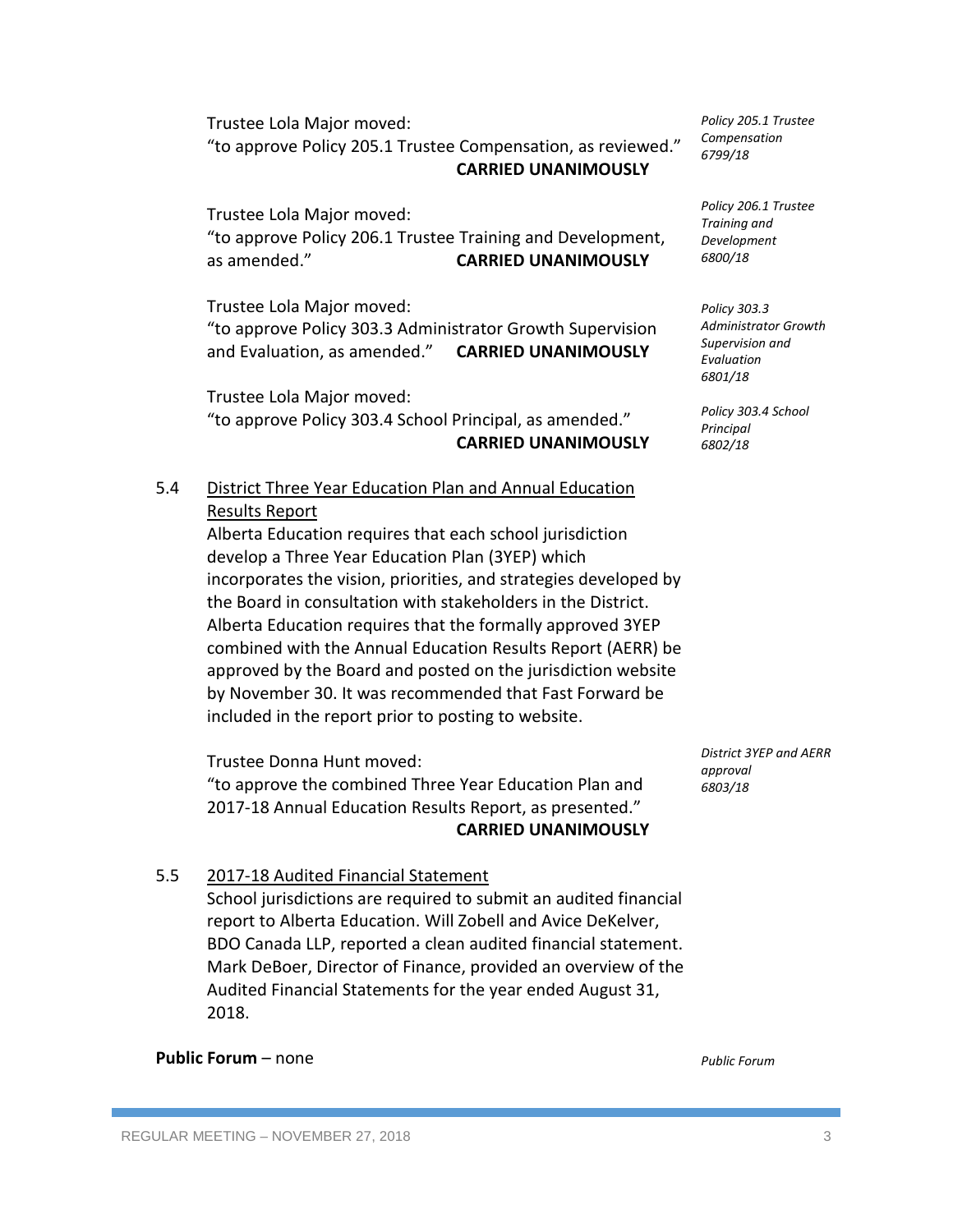Trustee Lola Major moved:
"to approve Policy 205.1 Trustee Compensation, as reviewed."
**CARRIED UNANIMOUSLY**

*Policy 205.1 Trustee Compensation 6799/18*

Trustee Lola Major moved:
"to approve Policy 206.1 Trustee Training and Development, as amended."
**CARRIED UNANIMOUSLY**

*Policy 206.1 Trustee Training and Development 6800/18*

Trustee Lola Major moved:
"to approve Policy 303.3 Administrator Growth Supervision and Evaluation, as amended."
**CARRIED UNANIMOUSLY**

*Policy 303.3 Administrator Growth Supervision and Evaluation 6801/18*

Trustee Lola Major moved:
"to approve Policy 303.4 School Principal, as amended."
**CARRIED UNANIMOUSLY**

*Policy 303.4 School Principal 6802/18*

5.4 District Three Year Education Plan and Annual Education Results Report

Alberta Education requires that each school jurisdiction develop a Three Year Education Plan (3YEP) which incorporates the vision, priorities, and strategies developed by the Board in consultation with stakeholders in the District. Alberta Education requires that the formally approved 3YEP combined with the Annual Education Results Report (AERR) be approved by the Board and posted on the jurisdiction website by November 30. It was recommended that Fast Forward be included in the report prior to posting to website.

Trustee Donna Hunt moved:
"to approve the combined Three Year Education Plan and 2017-18 Annual Education Results Report, as presented."
**CARRIED UNANIMOUSLY**

*District 3YEP and AERR approval 6803/18*

5.5 2017-18 Audited Financial Statement

School jurisdictions are required to submit an audited financial report to Alberta Education. Will Zobell and Avice DeKelver, BDO Canada LLP, reported a clean audited financial statement. Mark DeBoer, Director of Finance, provided an overview of the Audited Financial Statements for the year ended August 31, 2018.

**Public Forum** – none

*Public Forum*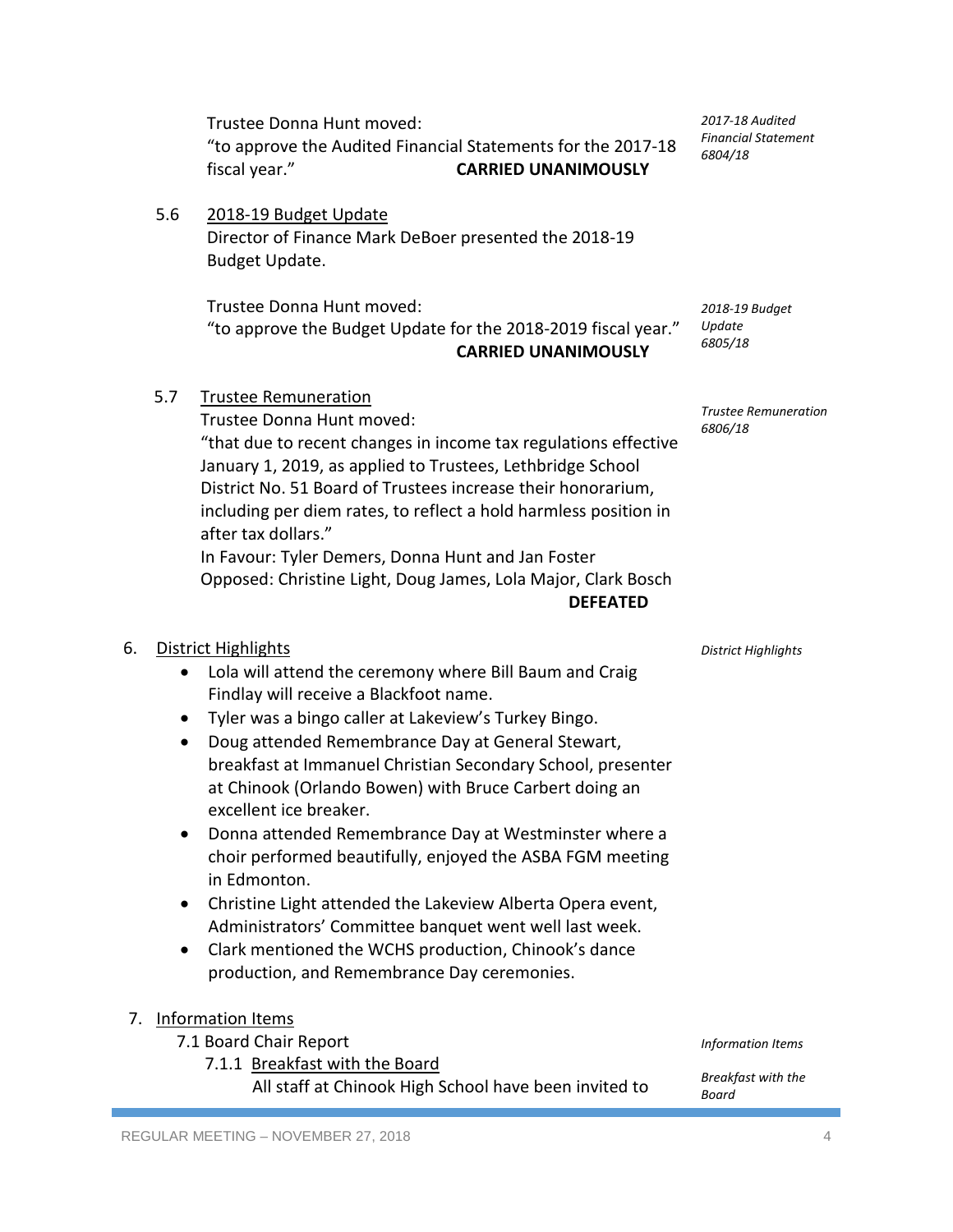Trustee Donna Hunt moved:
"to approve the Audited Financial Statements for the 2017-18 fiscal year." **CARRIED UNANIMOUSLY**

*2017-18 Audited Financial Statement 6804/18*

5.6 2018-19 Budget Update

Director of Finance Mark DeBoer presented the 2018-19 Budget Update.

Trustee Donna Hunt moved:
"to approve the Budget Update for the 2018-2019 fiscal year." **CARRIED UNANIMOUSLY**

*2018-19 Budget Update 6805/18*

5.7 Trustee Remuneration

Trustee Donna Hunt moved:
"that due to recent changes in income tax regulations effective January 1, 2019, as applied to Trustees, Lethbridge School District No. 51 Board of Trustees increase their honorarium, including per diem rates, to reflect a hold harmless position in after tax dollars."
In Favour: Tyler Demers, Donna Hunt and Jan Foster
Opposed: Christine Light, Doug James, Lola Major, Clark Bosch
**DEFEATED**

*Trustee Remuneration 6806/18*

6. District Highlights

*District Highlights*

- Lola will attend the ceremony where Bill Baum and Craig Findlay will receive a Blackfoot name.
- Tyler was a bingo caller at Lakeview's Turkey Bingo.
- Doug attended Remembrance Day at General Stewart, breakfast at Immanuel Christian Secondary School, presenter at Chinook (Orlando Bowen) with Bruce Carbert doing an excellent ice breaker.
- Donna attended Remembrance Day at Westminster where a choir performed beautifully, enjoyed the ASBA FGM meeting in Edmonton.
- Christine Light attended the Lakeview Alberta Opera event, Administrators' Committee banquet went well last week.
- Clark mentioned the WCHS production, Chinook's dance production, and Remembrance Day ceremonies.

7. Information Items

*Information Items*

7.1 Board Chair Report

7.1.1 Breakfast with the Board

*Breakfast with the Board*

All staff at Chinook High School have been invited to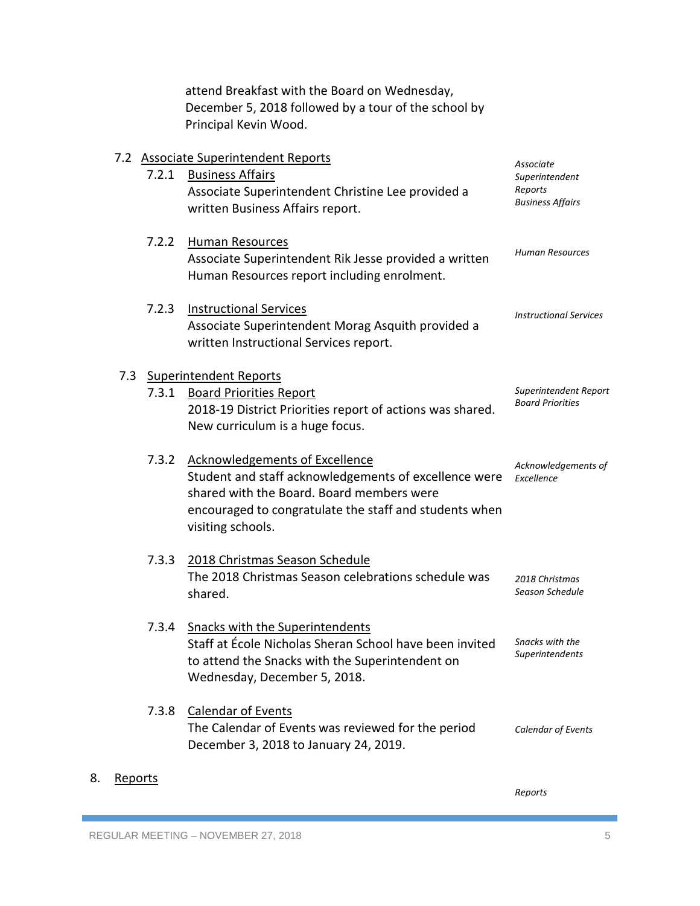attend Breakfast with the Board on Wednesday, December 5, 2018 followed by a tour of the school by Principal Kevin Wood.

7.2 Associate Superintendent Reports

*Associate Superintendent Reports Business Affairs*

7.2.1 Business Affairs
Associate Superintendent Christine Lee provided a written Business Affairs report.

*Human Resources*

7.2.2 Human Resources
Associate Superintendent Rik Jesse provided a written Human Resources report including enrolment.

*Instructional Services*

7.2.3 Instructional Services
Associate Superintendent Morag Asquith provided a written Instructional Services report.

7.3 Superintendent Reports

*Superintendent Report Board Priorities*

7.3.1 Board Priorities Report
2018-19 District Priorities report of actions was shared. New curriculum is a huge focus.

*Acknowledgements of Excellence*

7.3.2 Acknowledgements of Excellence
Student and staff acknowledgements of excellence were shared with the Board. Board members were encouraged to congratulate the staff and students when visiting schools.

*2018 Christmas Season Schedule*

7.3.3 2018 Christmas Season Schedule
The 2018 Christmas Season celebrations schedule was shared.

*Snacks with the Superintendents*

7.3.4 Snacks with the Superintendents
Staff at École Nicholas Sheran School have been invited to attend the Snacks with the Superintendent on Wednesday, December 5, 2018.

*Calendar of Events*

7.3.8 Calendar of Events
The Calendar of Events was reviewed for the period December 3, 2018 to January 24, 2019.

8. Reports

*Reports*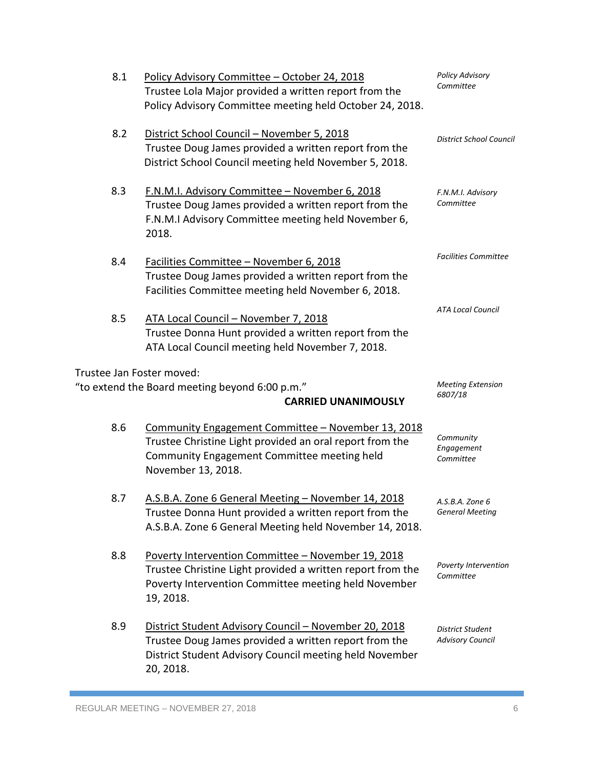8.1 Policy Advisory Committee – October 24, 2018
Trustee Lola Major provided a written report from the Policy Advisory Committee meeting held October 24, 2018.

*Policy Advisory Committee*

8.2 District School Council – November 5, 2018
Trustee Doug James provided a written report from the District School Council meeting held November 5, 2018.

*District School Council*

8.3 F.N.M.I. Advisory Committee – November 6, 2018
Trustee Doug James provided a written report from the F.N.M.I Advisory Committee meeting held November 6, 2018.

*F.N.M.I. Advisory Committee*

8.4 Facilities Committee – November 6, 2018
Trustee Doug James provided a written report from the Facilities Committee meeting held November 6, 2018.

*Facilities Committee*

8.5 ATA Local Council – November 7, 2018
Trustee Donna Hunt provided a written report from the ATA Local Council meeting held November 7, 2018.

*ATA Local Council*

Trustee Jan Foster moved:
"to extend the Board meeting beyond 6:00 p.m."

**CARRIED UNANIMOUSLY**

*Meeting Extension 6807/18*

8.6 Community Engagement Committee – November 13, 2018
Trustee Christine Light provided an oral report from the Community Engagement Committee meeting held November 13, 2018.

*Community Engagement Committee*

8.7 A.S.B.A. Zone 6 General Meeting – November 14, 2018
Trustee Donna Hunt provided a written report from the A.S.B.A. Zone 6 General Meeting held November 14, 2018.

*A.S.B.A. Zone 6 General Meeting*

8.8 Poverty Intervention Committee – November 19, 2018
Trustee Christine Light provided a written report from the Poverty Intervention Committee meeting held November 19, 2018.

*Poverty Intervention Committee*

8.9 District Student Advisory Council – November 20, 2018
Trustee Doug James provided a written report from the District Student Advisory Council meeting held November 20, 2018.

*District Student Advisory Council*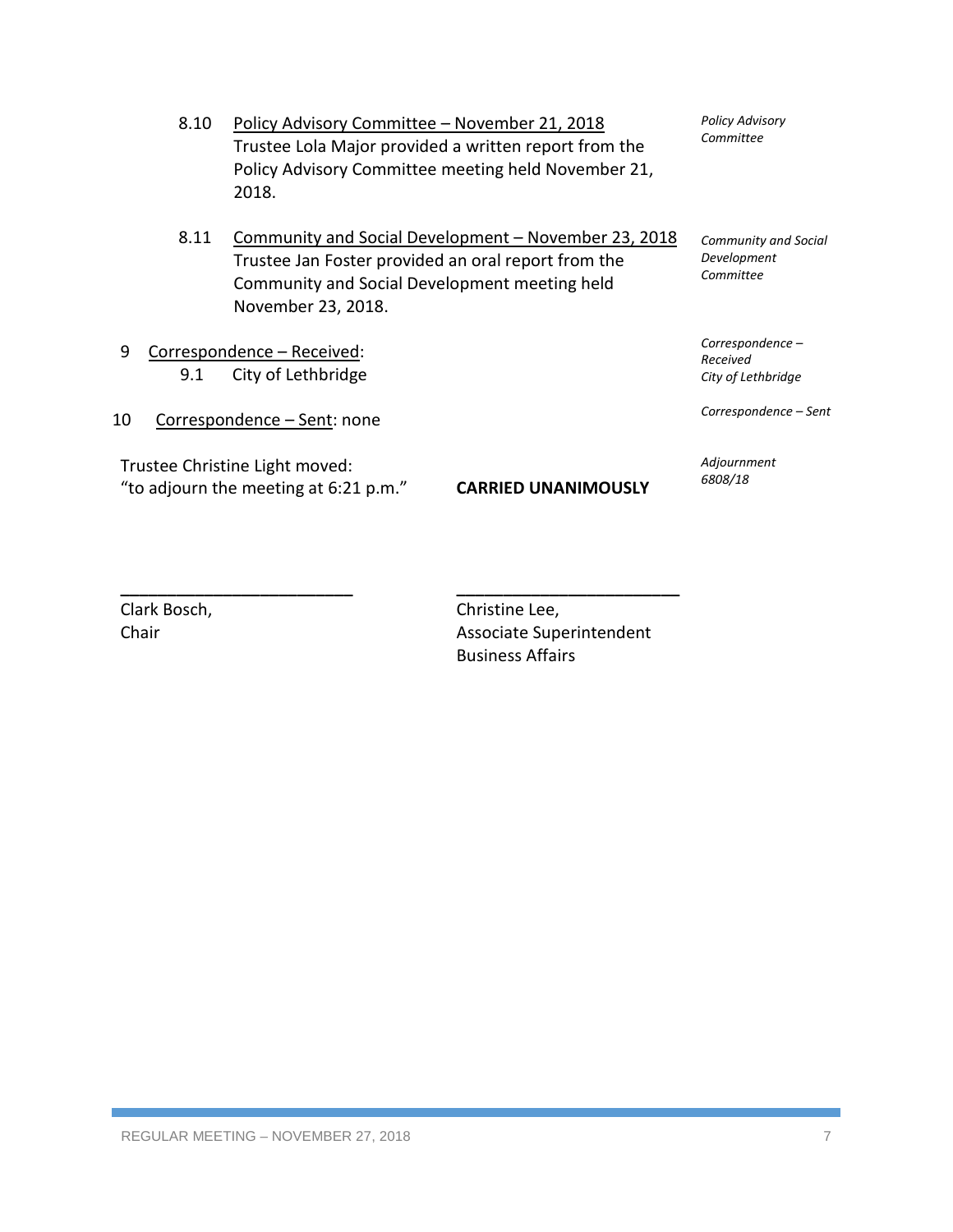8.10 Policy Advisory Committee – November 21, 2018
Trustee Lola Major provided a written report from the Policy Advisory Committee meeting held November 21, 2018.

*Policy Advisory Committee*

8.11 Community and Social Development – November 23, 2018
Trustee Jan Foster provided an oral report from the Community and Social Development meeting held November 23, 2018.

*Community and Social Development Committee*

9 Correspondence – Received:
9.1 City of Lethbridge

*Correspondence – Received City of Lethbridge*

10 Correspondence – Sent: none

*Correspondence – Sent*

Trustee Christine Light moved:
"to adjourn the meeting at 6:21 p.m." **CARRIED UNANIMOUSLY**

*Adjournment 6808/18*

\_\_\_\_\_\_\_\_\_\_\_\_\_\_\_\_\_\_\_\_\_\_\_\_\_
Clark Bosch,
Chair

\_\_\_\_\_\_\_\_\_\_\_\_\_\_\_\_\_\_\_\_\_\_\_\_\_
Christine Lee,
Associate Superintendent
Business Affairs